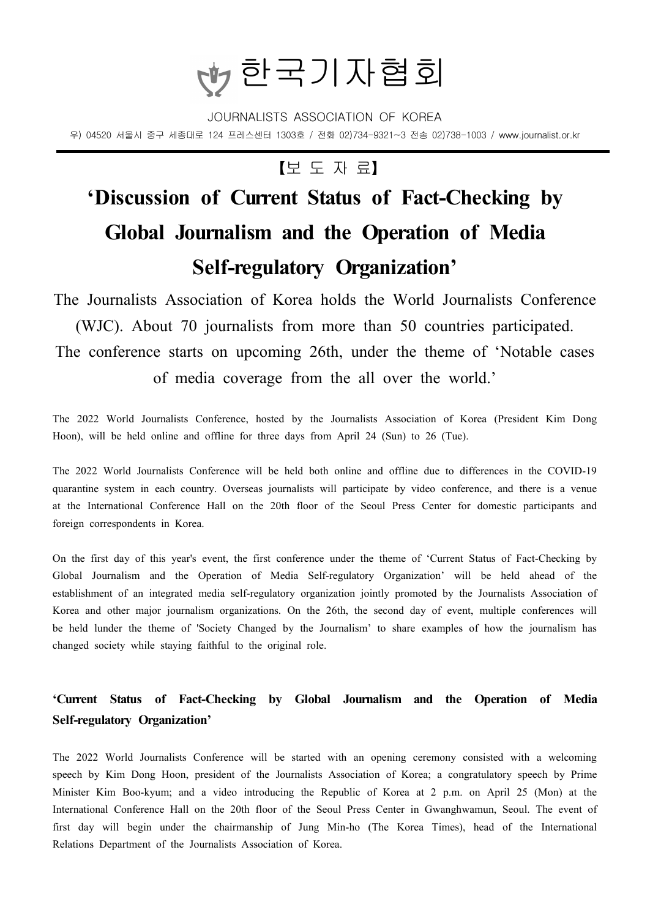# 한국기자협회

JOURNALISTS ASSOCIATION OF KOREA

우) 04520 서울시 중구 세종대로 124 프레스센터 1303호 / 전화 02)734-9321~3 전송 02)738-1003 / www.journalist.or.kr

【보 도 자 료】

# 'Discussion of Current Status of Fact-Checking by Global Journalism and the Operation of Media Self-regulatory Organization'

The Journalists Association of Korea holds the World Journalists Conference (WJC). About 70 journalists from more than 50 countries participated. The conference starts on upcoming 26th, under the theme of 'Notable cases of media coverage from the all over the world.'

The 2022 World Journalists Conference, hosted by the Journalists Association of Korea (President Kim Dong Hoon), will be held online and offline for three days from April 24 (Sun) to 26 (Tue).

The 2022 World Journalists Conference will be held both online and offline due to differences in the COVID-19 quarantine system in each country. Overseas journalists will participate by video conference, and there is a venue at the International Conference Hall on the 20th floor of the Seoul Press Center for domestic participants and foreign correspondents in Korea.

On the first day of this year's event, the first conference under the theme of 'Current Status of Fact-Checking by Global Journalism and the Operation of Media Self-regulatory Organization' will be held ahead of the establishment of an integrated media self-regulatory organization jointly promoted by the Journalists Association of Korea and other major journalism organizations. On the 26th, the second day of event, multiple conferences will be held lunder the theme of 'Society Changed by the Journalism' to share examples of how the journalism has changed society while staying faithful to the original role.

## 'Current Status of Fact-Checking by Global Journalism and the Operation of Media Self-regulatory Organization'

The 2022 World Journalists Conference will be started with an opening ceremony consisted with a welcoming speech by Kim Dong Hoon, president of the Journalists Association of Korea; a congratulatory speech by Prime Minister Kim Boo-kyum; and a video introducing the Republic of Korea at 2 p.m. on April 25 (Mon) at the International Conference Hall on the 20th floor of the Seoul Press Center in Gwanghwamun, Seoul. The event of first day will begin under the chairmanship of Jung Min-ho (The Korea Times), head of the International Relations Department of the Journalists Association of Korea.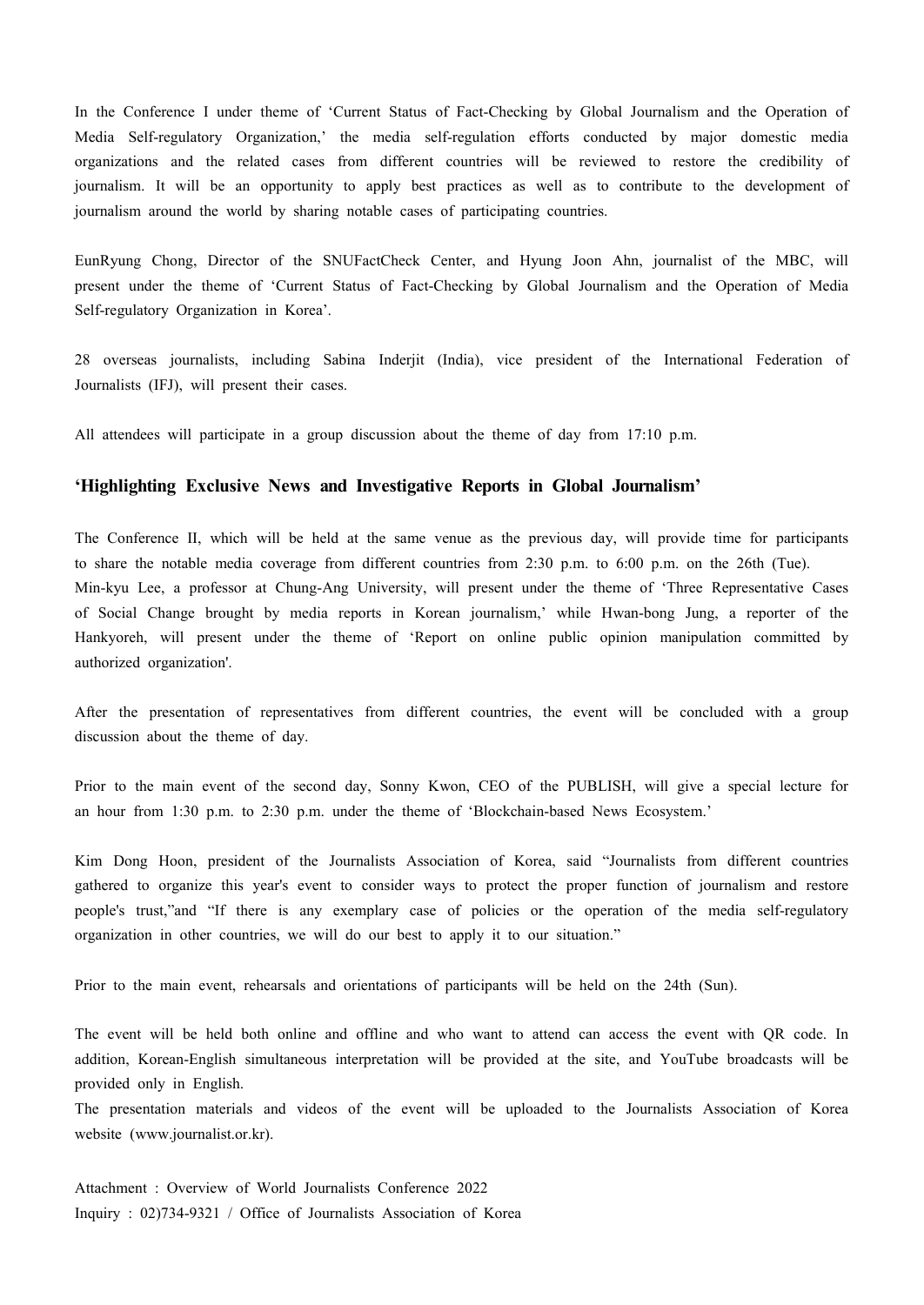In the Conference I under theme of 'Current Status of Fact-Checking by Global Journalism and the Operation of Media Self-regulatory Organization,' the media self-regulation efforts conducted by major domestic media organizations and the related cases from different countries will be reviewed to restore the credibility of journalism. It will be an opportunity to apply best practices as well as to contribute to the development of journalism around the world by sharing notable cases of participating countries.

EunRyung Chong, Director of the SNUFactCheck Center, and Hyung Joon Ahn, journalist of the MBC, will present under the theme of 'Current Status of Fact-Checking by Global Journalism and the Operation of Media Self-regulatory Organization in Korea'.

28 overseas journalists, including Sabina Inderjit (India), vice president of the International Federation of Journalists (IFJ), will present their cases.

All attendees will participate in a group discussion about the theme of day from 17:10 p.m.

### 'Highlighting Exclusive News and Investigative Reports in Global Journalism'

The Conference II, which will be held at the same venue as the previous day, will provide time for participants to share the notable media coverage from different countries from 2:30 p.m. to 6:00 p.m. on the 26th (Tue).
Min-kyu Lee, a professor at Chung-Ang University, will present under the theme of 'Three Representative Cases of Social Change brought by media reports in Korean journalism,' while Hwan-bong Jung, a reporter of the Hankyoreh, will present under the theme of 'Report on online public opinion manipulation committed by authorized organization'.

After the presentation of representatives from different countries, the event will be concluded with a group discussion about the theme of day.

Prior to the main event of the second day, Sonny Kwon, CEO of the PUBLISH, will give a special lecture for an hour from 1:30 p.m. to 2:30 p.m. under the theme of 'Blockchain-based News Ecosystem.'

Kim Dong Hoon, president of the Journalists Association of Korea, said "Journalists from different countries gathered to organize this year's event to consider ways to protect the proper function of journalism and restore people's trust,"and "If there is any exemplary case of policies or the operation of the media self-regulatory organization in other countries, we will do our best to apply it to our situation."

Prior to the main event, rehearsals and orientations of participants will be held on the 24th (Sun).

The event will be held both online and offline and who want to attend can access the event with QR code. In addition, Korean-English simultaneous interpretation will be provided at the site, and YouTube broadcasts will be provided only in English.
The presentation materials and videos of the event will be uploaded to the Journalists Association of Korea website (www.journalist.or.kr).

Attachment : Overview of World Journalists Conference 2022
Inquiry : 02)734-9321 / Office of Journalists Association of Korea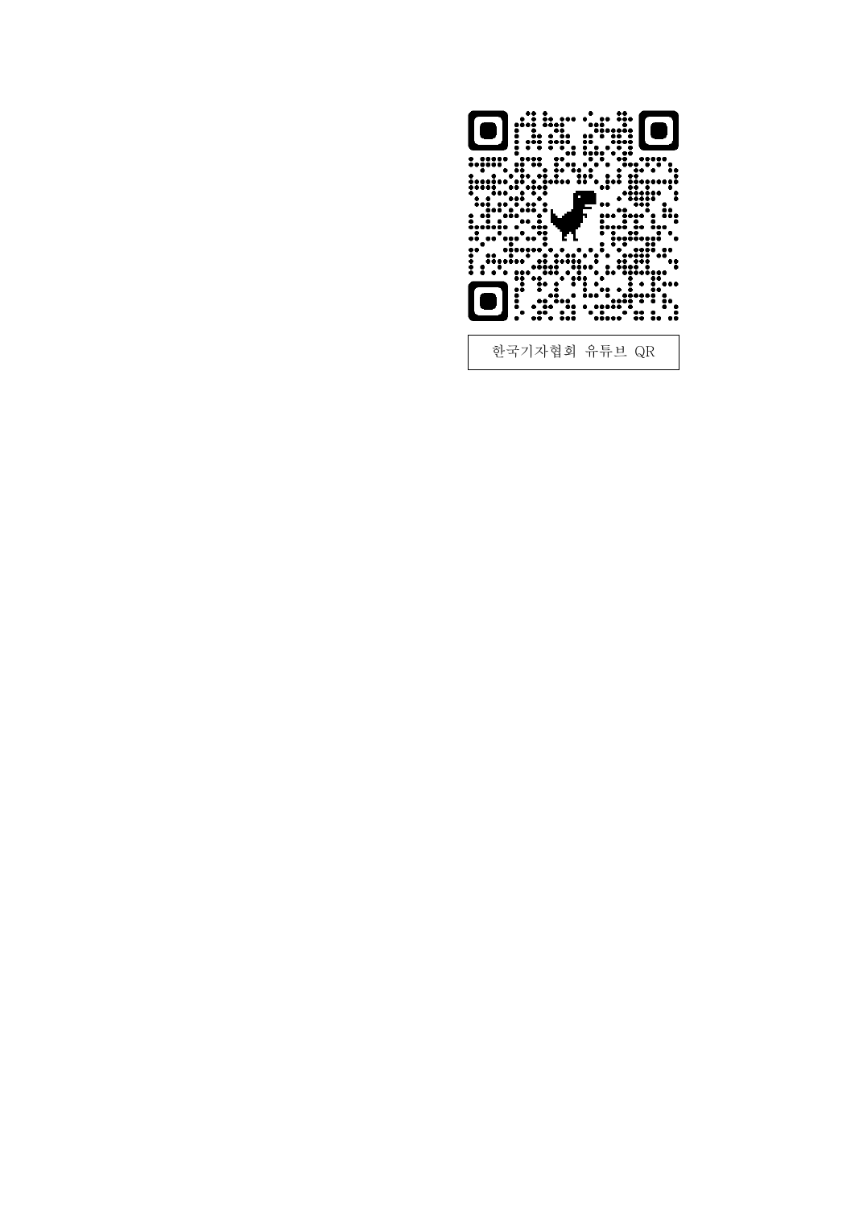한국기자협회 유튜브 QR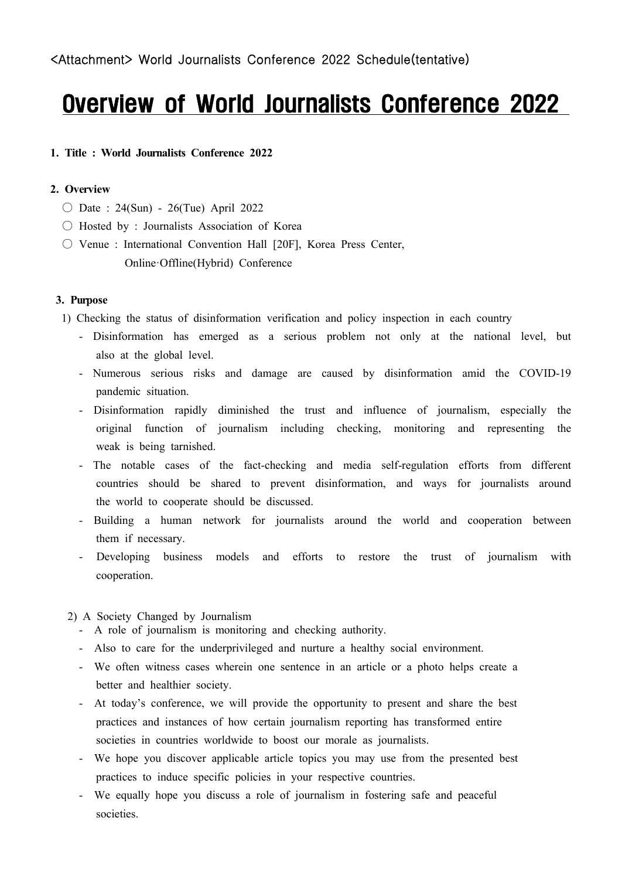<Attachment> World Journalists Conference 2022 Schedule(tentative)

# Overview of World Journalists Conference 2022

**1. Title : World Journalists Conference 2022**

**2. Overview**

- ○ Date : 24(Sun) - 26(Tue) April 2022
- ○ Hosted by : Journalists Association of Korea
- ○ Venue : International Convention Hall [20F], Korea Press Center, Online·Offline(Hybrid) Conference

**3. Purpose**

1) Checking the status of disinformation verification and policy inspection in each country

- Disinformation has emerged as a serious problem not only at the national level, but also at the global level.
- Numerous serious risks and damage are caused by disinformation amid the COVID-19 pandemic situation.
- Disinformation rapidly diminished the trust and influence of journalism, especially the original function of journalism including checking, monitoring and representing the weak is being tarnished.
- The notable cases of the fact-checking and media self-regulation efforts from different countries should be shared to prevent disinformation, and ways for journalists around the world to cooperate should be discussed.
- Building a human network for journalists around the world and cooperation between them if necessary.
- Developing business models and efforts to restore the trust of journalism with cooperation.

2) A Society Changed by Journalism

- A role of journalism is monitoring and checking authority.
- Also to care for the underprivileged and nurture a healthy social environment.
- We often witness cases wherein one sentence in an article or a photo helps create a better and healthier society.
- At today's conference, we will provide the opportunity to present and share the best practices and instances of how certain journalism reporting has transformed entire societies in countries worldwide to boost our morale as journalists.
- We hope you discover applicable article topics you may use from the presented best practices to induce specific policies in your respective countries.
- We equally hope you discuss a role of journalism in fostering safe and peaceful societies.